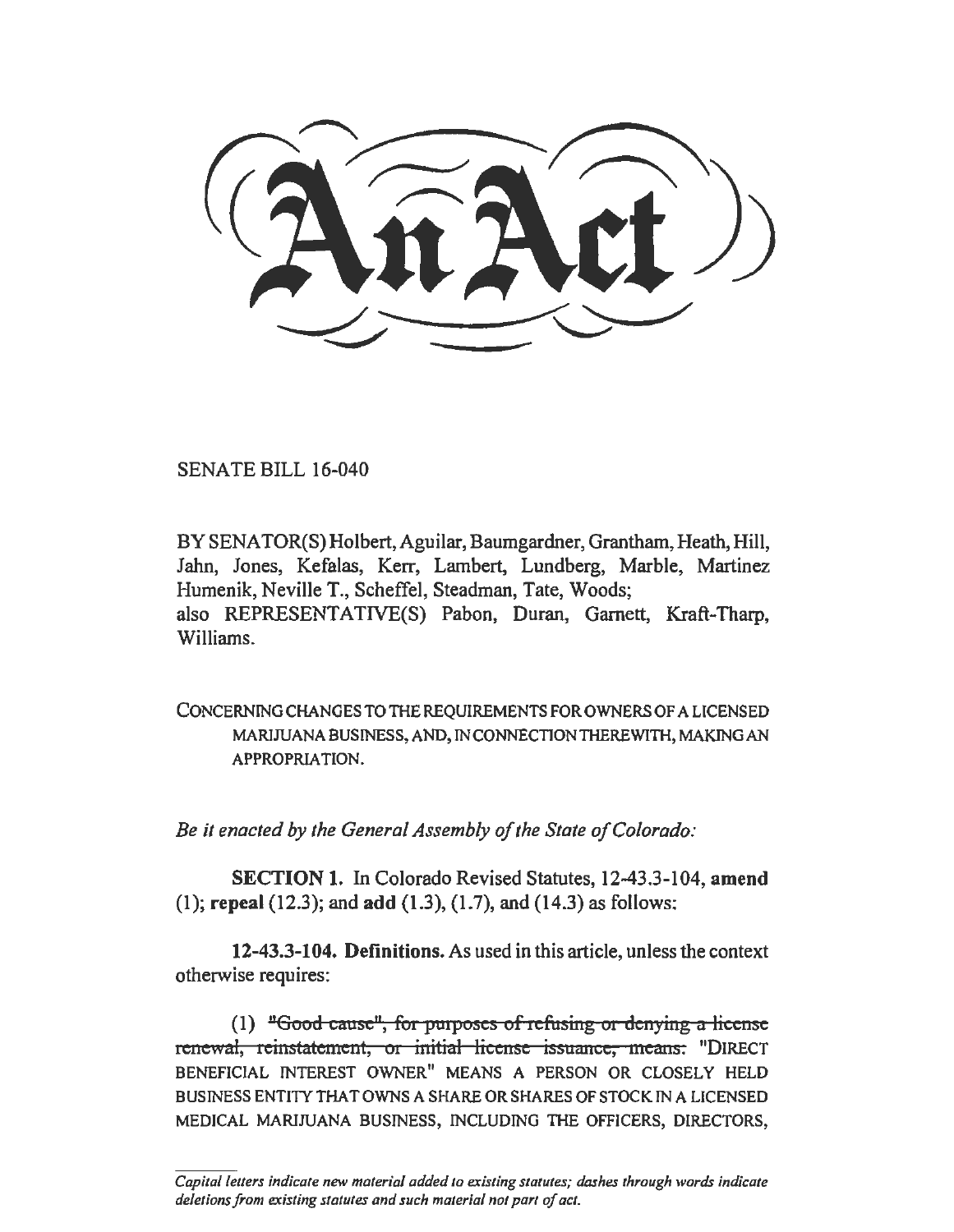# An Act

SENATE BILL 16-040

BY SENATOR(S) Holbert, Aguilar, Baumgardner, Grantham, Heath, Hill, Jahn, Jones, Kefalas, Kerr, Lambert, Lundberg, Marble, Martinez Humenik, Neville T., Scheffel, Steadman, Tate, Woods;
also REPRESENTATIVE(S) Pabon, Duran, Garnett, Kraft-Tharp, Williams.

CONCERNING CHANGES TO THE REQUIREMENTS FOR OWNERS OF A LICENSED MARIJUANA BUSINESS, AND, IN CONNECTION THEREWITH, MAKING AN APPROPRIATION.

*Be it enacted by the General Assembly of the State of Colorado:*

**SECTION 1.** In Colorado Revised Statutes, 12-43.3-104, **amend** (1); **repeal** (12.3); and **add** (1.3), (1.7), and (14.3) as follows:

**12-43.3-104. Definitions.** As used in this article, unless the context otherwise requires:

(1) ~~"Good cause", for purposes of refusing or denying a license renewal, reinstatement, or initial license issuance, means:~~ "DIRECT BENEFICIAL INTEREST OWNER" MEANS A PERSON OR CLOSELY HELD BUSINESS ENTITY THAT OWNS A SHARE OR SHARES OF STOCK IN A LICENSED MEDICAL MARIJUANA BUSINESS, INCLUDING THE OFFICERS, DIRECTORS,

*Capital letters indicate new material added to existing statutes; dashes through words indicate deletions from existing statutes and such material not part of act.*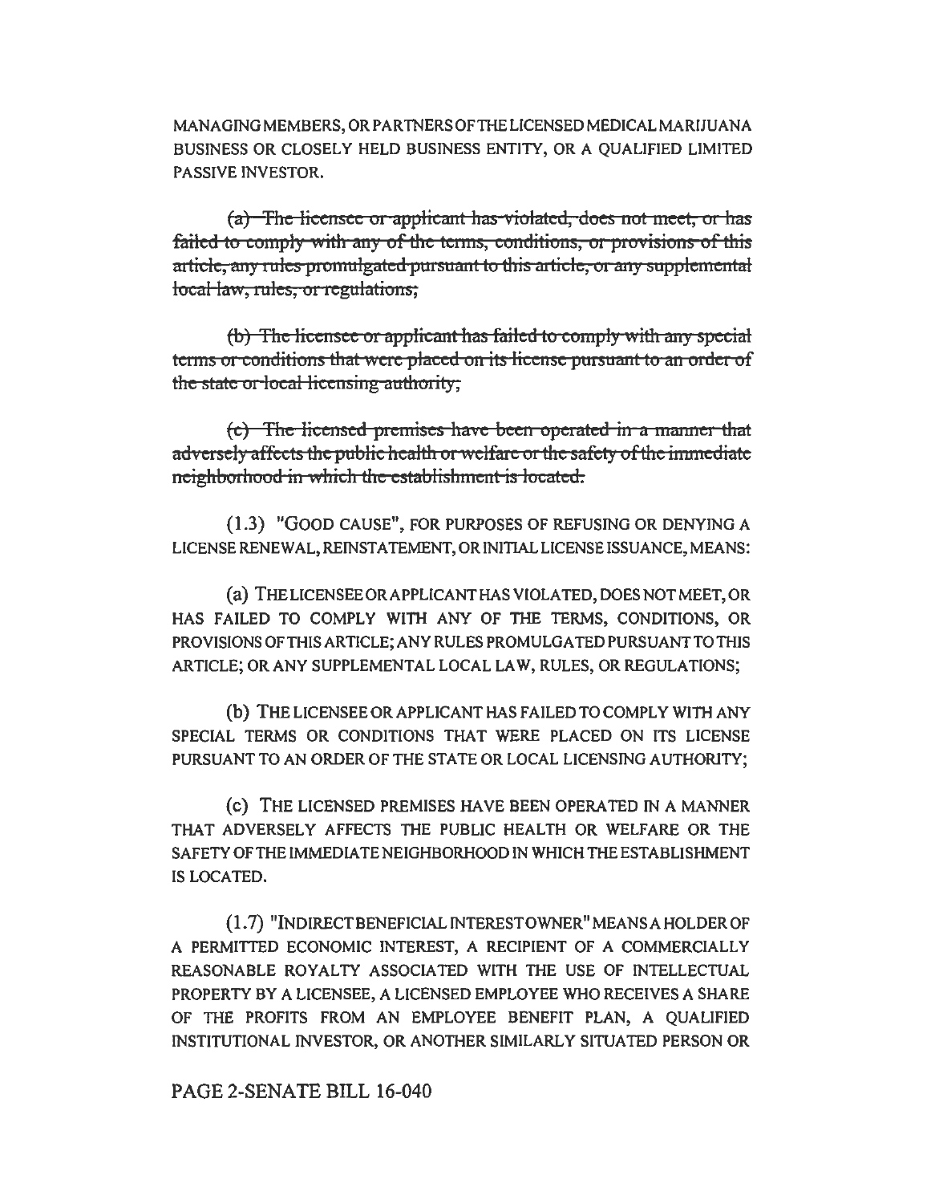MANAGING MEMBERS, OR PARTNERS OF THE LICENSED MEDICAL MARIJUANA BUSINESS OR CLOSELY HELD BUSINESS ENTITY, OR A QUALIFIED LIMITED PASSIVE INVESTOR.

~~(a) The licensee or applicant has violated, does not meet, or has failed to comply with any of the terms, conditions, or provisions of this article, any rules promulgated pursuant to this article, or any supplemental local law, rules, or regulations;~~

~~(b) The licensee or applicant has failed to comply with any special terms or conditions that were placed on its license pursuant to an order of the state or local licensing authority;~~

~~(c) The licensed premises have been operated in a manner that adversely affects the public health or welfare or the safety of the immediate neighborhood in which the establishment is located.~~

(1.3) "GOOD CAUSE", FOR PURPOSES OF REFUSING OR DENYING A LICENSE RENEWAL, REINSTATEMENT, OR INITIAL LICENSE ISSUANCE, MEANS:

(a) THE LICENSEE OR APPLICANT HAS VIOLATED, DOES NOT MEET, OR HAS FAILED TO COMPLY WITH ANY OF THE TERMS, CONDITIONS, OR PROVISIONS OF THIS ARTICLE; ANY RULES PROMULGATED PURSUANT TO THIS ARTICLE; OR ANY SUPPLEMENTAL LOCAL LAW, RULES, OR REGULATIONS;

(b) THE LICENSEE OR APPLICANT HAS FAILED TO COMPLY WITH ANY SPECIAL TERMS OR CONDITIONS THAT WERE PLACED ON ITS LICENSE PURSUANT TO AN ORDER OF THE STATE OR LOCAL LICENSING AUTHORITY;

(c) THE LICENSED PREMISES HAVE BEEN OPERATED IN A MANNER THAT ADVERSELY AFFECTS THE PUBLIC HEALTH OR WELFARE OR THE SAFETY OF THE IMMEDIATE NEIGHBORHOOD IN WHICH THE ESTABLISHMENT IS LOCATED.

(1.7) "INDIRECT BENEFICIAL INTEREST OWNER" MEANS A HOLDER OF A PERMITTED ECONOMIC INTEREST, A RECIPIENT OF A COMMERCIALLY REASONABLE ROYALTY ASSOCIATED WITH THE USE OF INTELLECTUAL PROPERTY BY A LICENSEE, A LICENSED EMPLOYEE WHO RECEIVES A SHARE OF THE PROFITS FROM AN EMPLOYEE BENEFIT PLAN, A QUALIFIED INSTITUTIONAL INVESTOR, OR ANOTHER SIMILARLY SITUATED PERSON OR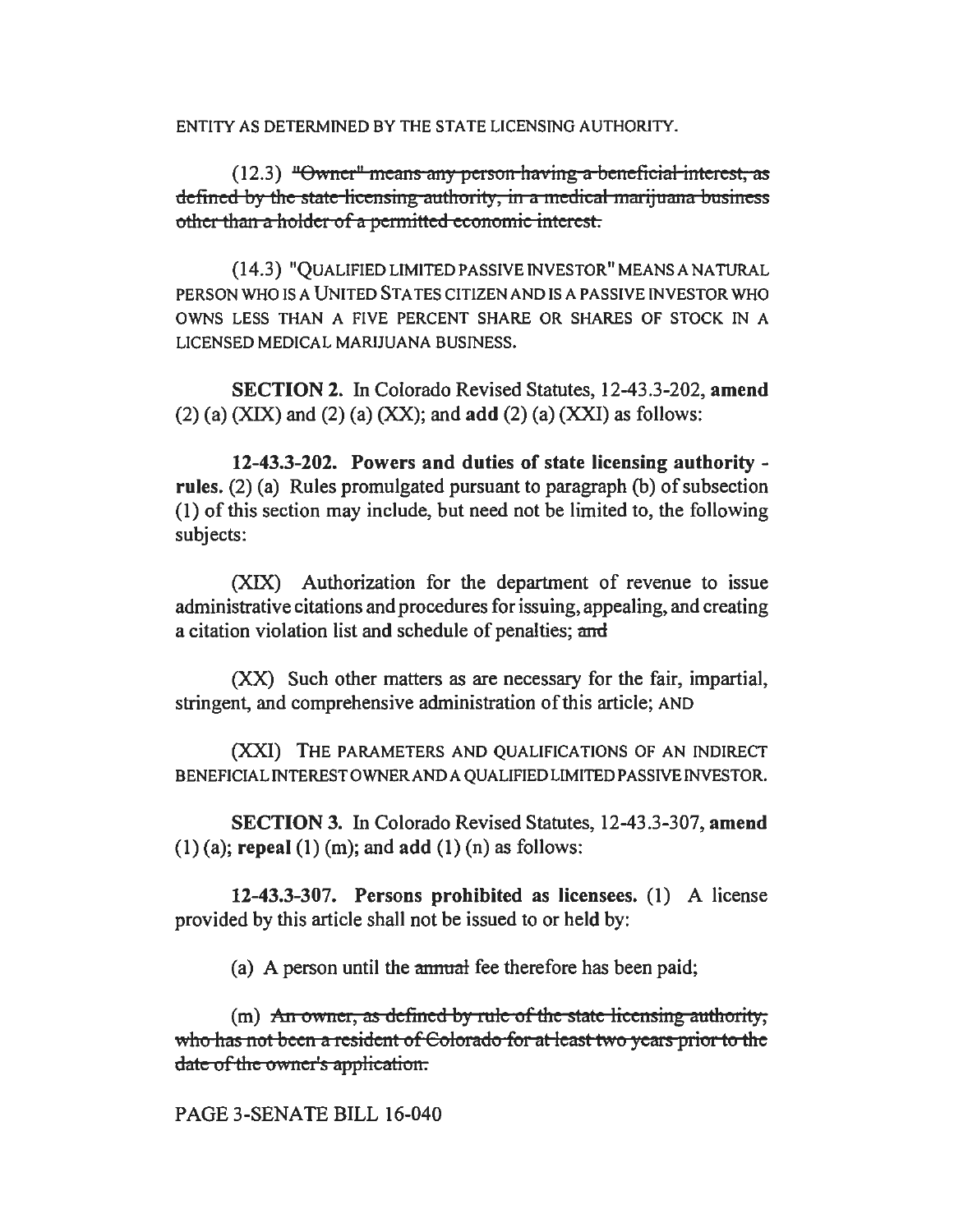ENTITY AS DETERMINED BY THE STATE LICENSING AUTHORITY.

(12.3) ~~"Owner" means any person having a beneficial interest, as defined by the state licensing authority, in a medical marijuana business other than a holder of a permitted economic interest.~~

(14.3) "QUALIFIED LIMITED PASSIVE INVESTOR" MEANS A NATURAL PERSON WHO IS A UNITED STATES CITIZEN AND IS A PASSIVE INVESTOR WHO OWNS LESS THAN A FIVE PERCENT SHARE OR SHARES OF STOCK IN A LICENSED MEDICAL MARIJUANA BUSINESS.

**SECTION 2.** In Colorado Revised Statutes, 12-43.3-202, **amend** (2) (a) (XIX) and (2) (a) (XX); and **add** (2) (a) (XXI) as follows:

**12-43.3-202. Powers and duties of state licensing authority - rules.** (2) (a) Rules promulgated pursuant to paragraph (b) of subsection (1) of this section may include, but need not be limited to, the following subjects:

(XIX) Authorization for the department of revenue to issue administrative citations and procedures for issuing, appealing, and creating a citation violation list and schedule of penalties; ~~and~~

(XX) Such other matters as are necessary for the fair, impartial, stringent, and comprehensive administration of this article; AND

(XXI) THE PARAMETERS AND QUALIFICATIONS OF AN INDIRECT BENEFICIAL INTEREST OWNER AND A QUALIFIED LIMITED PASSIVE INVESTOR.

**SECTION 3.** In Colorado Revised Statutes, 12-43.3-307, **amend** (1) (a); **repeal** (1) (m); and **add** (1) (n) as follows:

**12-43.3-307. Persons prohibited as licensees.** (1) A license provided by this article shall not be issued to or held by:

(a) A person until the ~~annual~~ fee therefore has been paid;

(m) ~~An owner, as defined by rule of the state licensing authority, who has not been a resident of Colorado for at least two years prior to the date of the owner's application.~~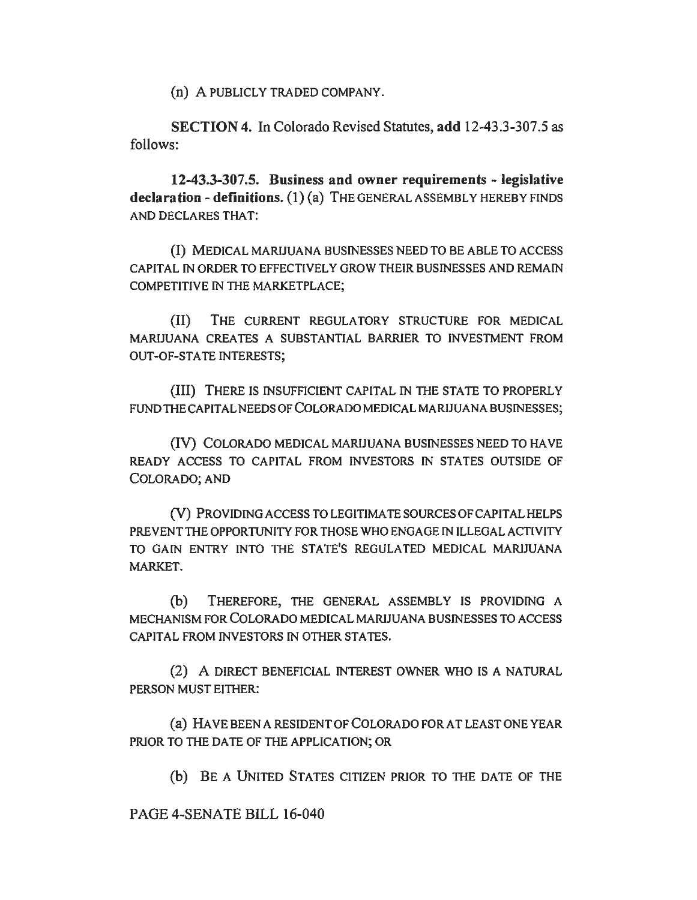(n) A PUBLICLY TRADED COMPANY.

**SECTION 4.** In Colorado Revised Statutes, **add** 12-43.3-307.5 as follows:

**12-43.3-307.5. Business and owner requirements - legislative declaration - definitions.** (1) (a) THE GENERAL ASSEMBLY HEREBY FINDS AND DECLARES THAT:

(I) MEDICAL MARIJUANA BUSINESSES NEED TO BE ABLE TO ACCESS CAPITAL IN ORDER TO EFFECTIVELY GROW THEIR BUSINESSES AND REMAIN COMPETITIVE IN THE MARKETPLACE;

(II) THE CURRENT REGULATORY STRUCTURE FOR MEDICAL MARIJUANA CREATES A SUBSTANTIAL BARRIER TO INVESTMENT FROM OUT-OF-STATE INTERESTS;

(III) THERE IS INSUFFICIENT CAPITAL IN THE STATE TO PROPERLY FUND THE CAPITAL NEEDS OF COLORADO MEDICAL MARIJUANA BUSINESSES;

(IV) COLORADO MEDICAL MARIJUANA BUSINESSES NEED TO HAVE READY ACCESS TO CAPITAL FROM INVESTORS IN STATES OUTSIDE OF COLORADO; AND

(V) PROVIDING ACCESS TO LEGITIMATE SOURCES OF CAPITAL HELPS PREVENT THE OPPORTUNITY FOR THOSE WHO ENGAGE IN ILLEGAL ACTIVITY TO GAIN ENTRY INTO THE STATE'S REGULATED MEDICAL MARIJUANA MARKET.

(b) THEREFORE, THE GENERAL ASSEMBLY IS PROVIDING A MECHANISM FOR COLORADO MEDICAL MARIJUANA BUSINESSES TO ACCESS CAPITAL FROM INVESTORS IN OTHER STATES.

(2) A DIRECT BENEFICIAL INTEREST OWNER WHO IS A NATURAL PERSON MUST EITHER:

(a) HAVE BEEN A RESIDENT OF COLORADO FOR AT LEAST ONE YEAR PRIOR TO THE DATE OF THE APPLICATION; OR

(b) BE A UNITED STATES CITIZEN PRIOR TO THE DATE OF THE

PAGE 4-SENATE BILL 16-040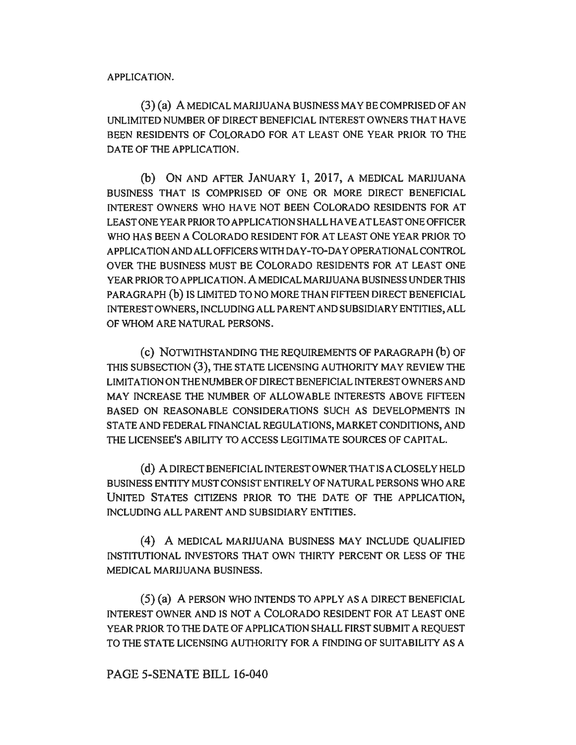APPLICATION.

(3) (a) A MEDICAL MARIJUANA BUSINESS MAY BE COMPRISED OF AN UNLIMITED NUMBER OF DIRECT BENEFICIAL INTEREST OWNERS THAT HAVE BEEN RESIDENTS OF COLORADO FOR AT LEAST ONE YEAR PRIOR TO THE DATE OF THE APPLICATION.

(b) ON AND AFTER JANUARY 1, 2017, A MEDICAL MARIJUANA BUSINESS THAT IS COMPRISED OF ONE OR MORE DIRECT BENEFICIAL INTEREST OWNERS WHO HAVE NOT BEEN COLORADO RESIDENTS FOR AT LEAST ONE YEAR PRIOR TO APPLICATION SHALL HAVE AT LEAST ONE OFFICER WHO HAS BEEN A COLORADO RESIDENT FOR AT LEAST ONE YEAR PRIOR TO APPLICATION AND ALL OFFICERS WITH DAY-TO-DAY OPERATIONAL CONTROL OVER THE BUSINESS MUST BE COLORADO RESIDENTS FOR AT LEAST ONE YEAR PRIOR TO APPLICATION. A MEDICAL MARIJUANA BUSINESS UNDER THIS PARAGRAPH (b) IS LIMITED TO NO MORE THAN FIFTEEN DIRECT BENEFICIAL INTEREST OWNERS, INCLUDING ALL PARENT AND SUBSIDIARY ENTITIES, ALL OF WHOM ARE NATURAL PERSONS.

(c) NOTWITHSTANDING THE REQUIREMENTS OF PARAGRAPH (b) OF THIS SUBSECTION (3), THE STATE LICENSING AUTHORITY MAY REVIEW THE LIMITATION ON THE NUMBER OF DIRECT BENEFICIAL INTEREST OWNERS AND MAY INCREASE THE NUMBER OF ALLOWABLE INTERESTS ABOVE FIFTEEN BASED ON REASONABLE CONSIDERATIONS SUCH AS DEVELOPMENTS IN STATE AND FEDERAL FINANCIAL REGULATIONS, MARKET CONDITIONS, AND THE LICENSEE'S ABILITY TO ACCESS LEGITIMATE SOURCES OF CAPITAL.

(d) A DIRECT BENEFICIAL INTEREST OWNER THAT IS A CLOSELY HELD BUSINESS ENTITY MUST CONSIST ENTIRELY OF NATURAL PERSONS WHO ARE UNITED STATES CITIZENS PRIOR TO THE DATE OF THE APPLICATION, INCLUDING ALL PARENT AND SUBSIDIARY ENTITIES.

(4) A MEDICAL MARIJUANA BUSINESS MAY INCLUDE QUALIFIED INSTITUTIONAL INVESTORS THAT OWN THIRTY PERCENT OR LESS OF THE MEDICAL MARIJUANA BUSINESS.

(5) (a) A PERSON WHO INTENDS TO APPLY AS A DIRECT BENEFICIAL INTEREST OWNER AND IS NOT A COLORADO RESIDENT FOR AT LEAST ONE YEAR PRIOR TO THE DATE OF APPLICATION SHALL FIRST SUBMIT A REQUEST TO THE STATE LICENSING AUTHORITY FOR A FINDING OF SUITABILITY AS A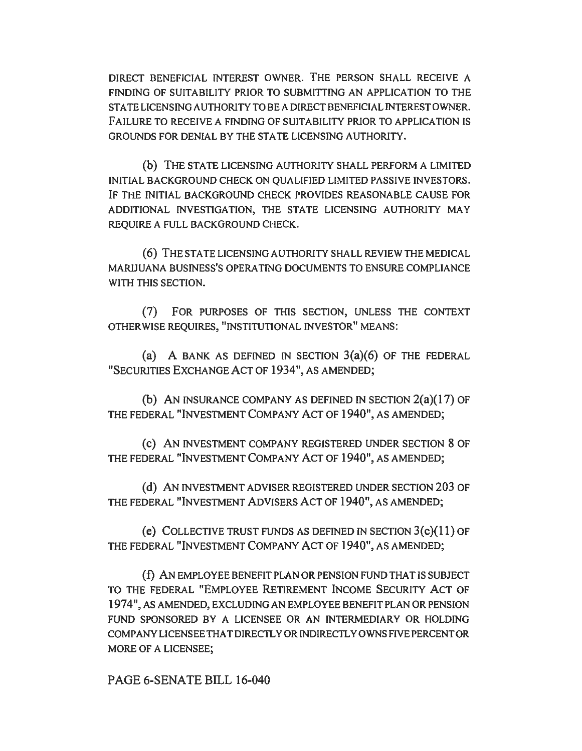DIRECT BENEFICIAL INTEREST OWNER. THE PERSON SHALL RECEIVE A FINDING OF SUITABILITY PRIOR TO SUBMITTING AN APPLICATION TO THE STATE LICENSING AUTHORITY TO BE A DIRECT BENEFICIAL INTEREST OWNER. FAILURE TO RECEIVE A FINDING OF SUITABILITY PRIOR TO APPLICATION IS GROUNDS FOR DENIAL BY THE STATE LICENSING AUTHORITY.

(b) THE STATE LICENSING AUTHORITY SHALL PERFORM A LIMITED INITIAL BACKGROUND CHECK ON QUALIFIED LIMITED PASSIVE INVESTORS. IF THE INITIAL BACKGROUND CHECK PROVIDES REASONABLE CAUSE FOR ADDITIONAL INVESTIGATION, THE STATE LICENSING AUTHORITY MAY REQUIRE A FULL BACKGROUND CHECK.

(6) THE STATE LICENSING AUTHORITY SHALL REVIEW THE MEDICAL MARIJUANA BUSINESS'S OPERATING DOCUMENTS TO ENSURE COMPLIANCE WITH THIS SECTION.

(7) FOR PURPOSES OF THIS SECTION, UNLESS THE CONTEXT OTHERWISE REQUIRES, "INSTITUTIONAL INVESTOR" MEANS:

(a) A BANK AS DEFINED IN SECTION 3(a)(6) OF THE FEDERAL "SECURITIES EXCHANGE ACT OF 1934", AS AMENDED;

(b) AN INSURANCE COMPANY AS DEFINED IN SECTION 2(a)(17) OF THE FEDERAL "INVESTMENT COMPANY ACT OF 1940", AS AMENDED;

(c) AN INVESTMENT COMPANY REGISTERED UNDER SECTION 8 OF THE FEDERAL "INVESTMENT COMPANY ACT OF 1940", AS AMENDED;

(d) AN INVESTMENT ADVISER REGISTERED UNDER SECTION 203 OF THE FEDERAL "INVESTMENT ADVISERS ACT OF 1940", AS AMENDED;

(e) COLLECTIVE TRUST FUNDS AS DEFINED IN SECTION 3(c)(11) OF THE FEDERAL "INVESTMENT COMPANY ACT OF 1940", AS AMENDED;

(f) AN EMPLOYEE BENEFIT PLAN OR PENSION FUND THAT IS SUBJECT TO THE FEDERAL "EMPLOYEE RETIREMENT INCOME SECURITY ACT OF 1974", AS AMENDED, EXCLUDING AN EMPLOYEE BENEFIT PLAN OR PENSION FUND SPONSORED BY A LICENSEE OR AN INTERMEDIARY OR HOLDING COMPANY LICENSEE THAT DIRECTLY OR INDIRECTLY OWNS FIVE PERCENT OR MORE OF A LICENSEE;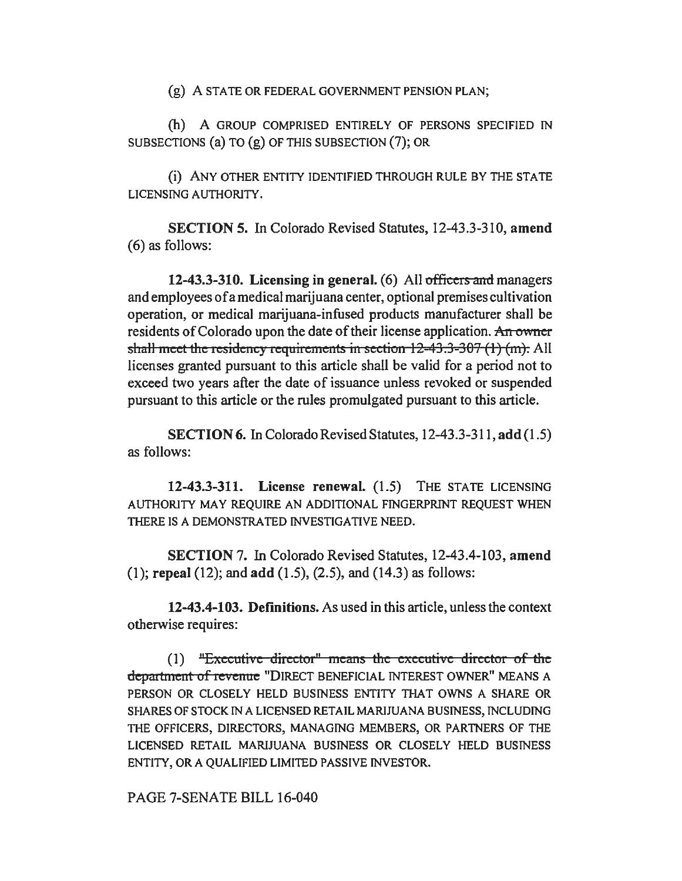(g) A STATE OR FEDERAL GOVERNMENT PENSION PLAN;

(h) A GROUP COMPRISED ENTIRELY OF PERSONS SPECIFIED IN SUBSECTIONS (a) TO (g) OF THIS SUBSECTION (7); OR

(i) ANY OTHER ENTITY IDENTIFIED THROUGH RULE BY THE STATE LICENSING AUTHORITY.

**SECTION 5.** In Colorado Revised Statutes, 12-43.3-310, **amend** (6) as follows:

**12-43.3-310. Licensing in general.** (6) All ~~officers and~~ managers and employees of a medical marijuana center, optional premises cultivation operation, or medical marijuana-infused products manufacturer shall be residents of Colorado upon the date of their license application. ~~An owner shall meet the residency requirements in section 12-43.3-307 (1) (m).~~ All licenses granted pursuant to this article shall be valid for a period not to exceed two years after the date of issuance unless revoked or suspended pursuant to this article or the rules promulgated pursuant to this article.

**SECTION 6.** In Colorado Revised Statutes, 12-43.3-311, **add** (1.5) as follows:

**12-43.3-311. License renewal.** (1.5) THE STATE LICENSING AUTHORITY MAY REQUIRE AN ADDITIONAL FINGERPRINT REQUEST WHEN THERE IS A DEMONSTRATED INVESTIGATIVE NEED.

**SECTION 7.** In Colorado Revised Statutes, 12-43.4-103, **amend** (1); **repeal** (12); and **add** (1.5), (2.5), and (14.3) as follows:

**12-43.4-103. Definitions.** As used in this article, unless the context otherwise requires:

(1) ~~"Executive director" means the executive director of the department of revenue~~ "DIRECT BENEFICIAL INTEREST OWNER" MEANS A PERSON OR CLOSELY HELD BUSINESS ENTITY THAT OWNS A SHARE OR SHARES OF STOCK IN A LICENSED RETAIL MARIJUANA BUSINESS, INCLUDING THE OFFICERS, DIRECTORS, MANAGING MEMBERS, OR PARTNERS OF THE LICENSED RETAIL MARIJUANA BUSINESS OR CLOSELY HELD BUSINESS ENTITY, OR A QUALIFIED LIMITED PASSIVE INVESTOR.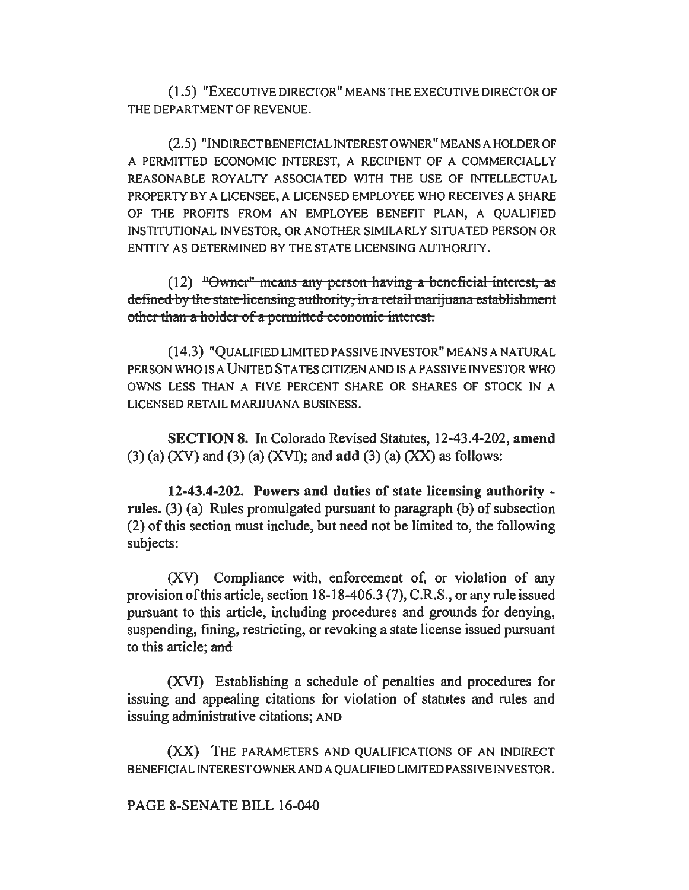(1.5) "EXECUTIVE DIRECTOR" MEANS THE EXECUTIVE DIRECTOR OF THE DEPARTMENT OF REVENUE.

(2.5) "INDIRECT BENEFICIAL INTEREST OWNER" MEANS A HOLDER OF A PERMITTED ECONOMIC INTEREST, A RECIPIENT OF A COMMERCIALLY REASONABLE ROYALTY ASSOCIATED WITH THE USE OF INTELLECTUAL PROPERTY BY A LICENSEE, A LICENSED EMPLOYEE WHO RECEIVES A SHARE OF THE PROFITS FROM AN EMPLOYEE BENEFIT PLAN, A QUALIFIED INSTITUTIONAL INVESTOR, OR ANOTHER SIMILARLY SITUATED PERSON OR ENTITY AS DETERMINED BY THE STATE LICENSING AUTHORITY.

(12) ~~"Owner" means any person having a beneficial interest, as defined by the state licensing authority, in a retail marijuana establishment other than a holder of a permitted economic interest.~~

(14.3) "QUALIFIED LIMITED PASSIVE INVESTOR" MEANS A NATURAL PERSON WHO IS A UNITED STATES CITIZEN AND IS A PASSIVE INVESTOR WHO OWNS LESS THAN A FIVE PERCENT SHARE OR SHARES OF STOCK IN A LICENSED RETAIL MARIJUANA BUSINESS.

**SECTION 8.** In Colorado Revised Statutes, 12-43.4-202, **amend** (3) (a) (XV) and (3) (a) (XVI); and **add** (3) (a) (XX) as follows:

**12-43.4-202. Powers and duties of state licensing authority - rules.** (3) (a) Rules promulgated pursuant to paragraph (b) of subsection (2) of this section must include, but need not be limited to, the following subjects:

(XV) Compliance with, enforcement of, or violation of any provision of this article, section 18-18-406.3 (7), C.R.S., or any rule issued pursuant to this article, including procedures and grounds for denying, suspending, fining, restricting, or revoking a state license issued pursuant to this article; ~~and~~

(XVI) Establishing a schedule of penalties and procedures for issuing and appealing citations for violation of statutes and rules and issuing administrative citations; AND

(XX) THE PARAMETERS AND QUALIFICATIONS OF AN INDIRECT BENEFICIAL INTEREST OWNER AND A QUALIFIED LIMITED PASSIVE INVESTOR.

PAGE 8-SENATE BILL 16-040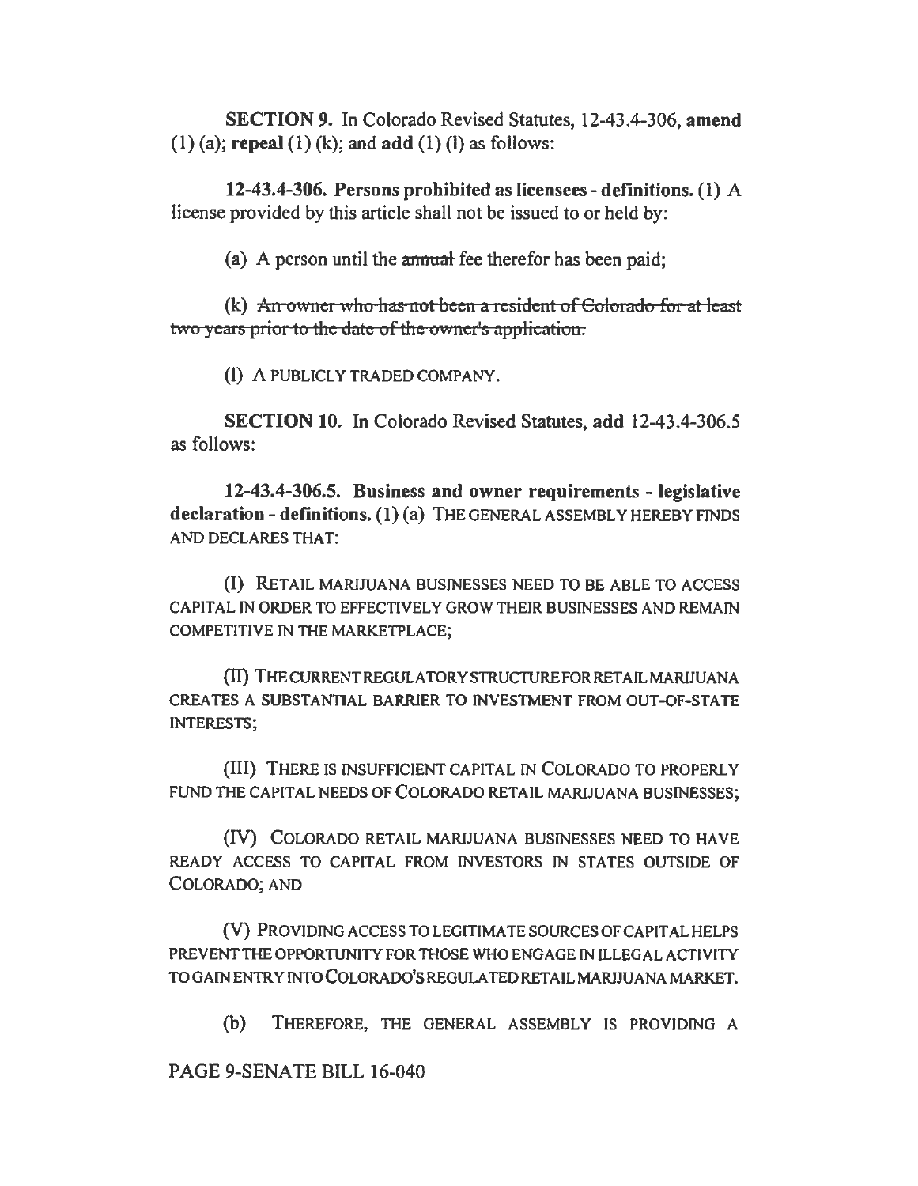**SECTION 9.** In Colorado Revised Statutes, 12-43.4-306, **amend** (1) (a); **repeal** (1) (k); and **add** (1) (l) as follows:

**12-43.4-306. Persons prohibited as licensees - definitions.** (1) A license provided by this article shall not be issued to or held by:

(a) A person until the ~~annual~~ fee therefor has been paid;

(k) ~~An owner who has not been a resident of Colorado for at least two years prior to the date of the owner's application.~~

(l) A PUBLICLY TRADED COMPANY.

**SECTION 10.** In Colorado Revised Statutes, **add** 12-43.4-306.5 as follows:

**12-43.4-306.5. Business and owner requirements - legislative declaration - definitions.** (1) (a) THE GENERAL ASSEMBLY HEREBY FINDS AND DECLARES THAT:

(I) RETAIL MARIJUANA BUSINESSES NEED TO BE ABLE TO ACCESS CAPITAL IN ORDER TO EFFECTIVELY GROW THEIR BUSINESSES AND REMAIN COMPETITIVE IN THE MARKETPLACE;

(II) THE CURRENT REGULATORY STRUCTURE FOR RETAIL MARIJUANA CREATES A SUBSTANTIAL BARRIER TO INVESTMENT FROM OUT-OF-STATE INTERESTS;

(III) THERE IS INSUFFICIENT CAPITAL IN COLORADO TO PROPERLY FUND THE CAPITAL NEEDS OF COLORADO RETAIL MARIJUANA BUSINESSES;

(IV) COLORADO RETAIL MARIJUANA BUSINESSES NEED TO HAVE READY ACCESS TO CAPITAL FROM INVESTORS IN STATES OUTSIDE OF COLORADO; AND

(V) PROVIDING ACCESS TO LEGITIMATE SOURCES OF CAPITAL HELPS PREVENT THE OPPORTUNITY FOR THOSE WHO ENGAGE IN ILLEGAL ACTIVITY TO GAIN ENTRY INTO COLORADO'S REGULATED RETAIL MARIJUANA MARKET.

(b) THEREFORE, THE GENERAL ASSEMBLY IS PROVIDING A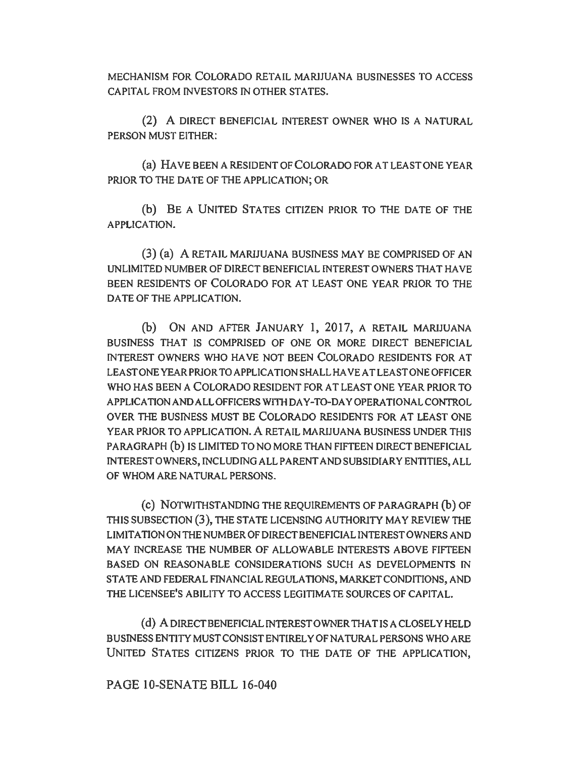MECHANISM FOR COLORADO RETAIL MARIJUANA BUSINESSES TO ACCESS CAPITAL FROM INVESTORS IN OTHER STATES.

(2) A DIRECT BENEFICIAL INTEREST OWNER WHO IS A NATURAL PERSON MUST EITHER:

(a) HAVE BEEN A RESIDENT OF COLORADO FOR AT LEAST ONE YEAR PRIOR TO THE DATE OF THE APPLICATION; OR

(b) BE A UNITED STATES CITIZEN PRIOR TO THE DATE OF THE APPLICATION.

(3) (a) A RETAIL MARIJUANA BUSINESS MAY BE COMPRISED OF AN UNLIMITED NUMBER OF DIRECT BENEFICIAL INTEREST OWNERS THAT HAVE BEEN RESIDENTS OF COLORADO FOR AT LEAST ONE YEAR PRIOR TO THE DATE OF THE APPLICATION.

(b) ON AND AFTER JANUARY 1, 2017, A RETAIL MARIJUANA BUSINESS THAT IS COMPRISED OF ONE OR MORE DIRECT BENEFICIAL INTEREST OWNERS WHO HAVE NOT BEEN COLORADO RESIDENTS FOR AT LEAST ONE YEAR PRIOR TO APPLICATION SHALL HAVE AT LEAST ONE OFFICER WHO HAS BEEN A COLORADO RESIDENT FOR AT LEAST ONE YEAR PRIOR TO APPLICATION AND ALL OFFICERS WITH DAY-TO-DAY OPERATIONAL CONTROL OVER THE BUSINESS MUST BE COLORADO RESIDENTS FOR AT LEAST ONE YEAR PRIOR TO APPLICATION. A RETAIL MARIJUANA BUSINESS UNDER THIS PARAGRAPH (b) IS LIMITED TO NO MORE THAN FIFTEEN DIRECT BENEFICIAL INTEREST OWNERS, INCLUDING ALL PARENT AND SUBSIDIARY ENTITIES, ALL OF WHOM ARE NATURAL PERSONS.

(c) NOTWITHSTANDING THE REQUIREMENTS OF PARAGRAPH (b) OF THIS SUBSECTION (3), THE STATE LICENSING AUTHORITY MAY REVIEW THE LIMITATION ON THE NUMBER OF DIRECT BENEFICIAL INTEREST OWNERS AND MAY INCREASE THE NUMBER OF ALLOWABLE INTERESTS ABOVE FIFTEEN BASED ON REASONABLE CONSIDERATIONS SUCH AS DEVELOPMENTS IN STATE AND FEDERAL FINANCIAL REGULATIONS, MARKET CONDITIONS, AND THE LICENSEE'S ABILITY TO ACCESS LEGITIMATE SOURCES OF CAPITAL.

(d) A DIRECT BENEFICIAL INTEREST OWNER THAT IS A CLOSELY HELD BUSINESS ENTITY MUST CONSIST ENTIRELY OF NATURAL PERSONS WHO ARE UNITED STATES CITIZENS PRIOR TO THE DATE OF THE APPLICATION,

PAGE 10-SENATE BILL 16-040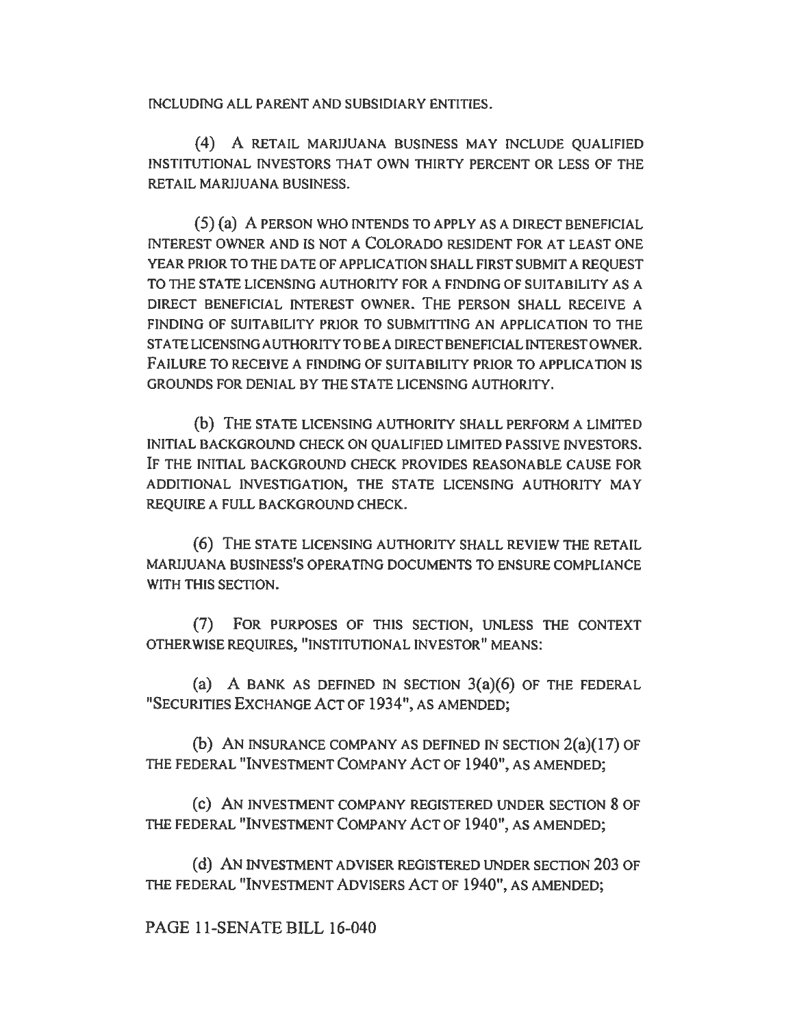INCLUDING ALL PARENT AND SUBSIDIARY ENTITIES.

(4) A RETAIL MARIJUANA BUSINESS MAY INCLUDE QUALIFIED INSTITUTIONAL INVESTORS THAT OWN THIRTY PERCENT OR LESS OF THE RETAIL MARIJUANA BUSINESS.

(5) (a) A PERSON WHO INTENDS TO APPLY AS A DIRECT BENEFICIAL INTEREST OWNER AND IS NOT A COLORADO RESIDENT FOR AT LEAST ONE YEAR PRIOR TO THE DATE OF APPLICATION SHALL FIRST SUBMIT A REQUEST TO THE STATE LICENSING AUTHORITY FOR A FINDING OF SUITABILITY AS A DIRECT BENEFICIAL INTEREST OWNER. THE PERSON SHALL RECEIVE A FINDING OF SUITABILITY PRIOR TO SUBMITTING AN APPLICATION TO THE STATE LICENSING AUTHORITY TO BE A DIRECT BENEFICIAL INTEREST OWNER. FAILURE TO RECEIVE A FINDING OF SUITABILITY PRIOR TO APPLICATION IS GROUNDS FOR DENIAL BY THE STATE LICENSING AUTHORITY.

(b) THE STATE LICENSING AUTHORITY SHALL PERFORM A LIMITED INITIAL BACKGROUND CHECK ON QUALIFIED LIMITED PASSIVE INVESTORS. IF THE INITIAL BACKGROUND CHECK PROVIDES REASONABLE CAUSE FOR ADDITIONAL INVESTIGATION, THE STATE LICENSING AUTHORITY MAY REQUIRE A FULL BACKGROUND CHECK.

(6) THE STATE LICENSING AUTHORITY SHALL REVIEW THE RETAIL MARIJUANA BUSINESS'S OPERATING DOCUMENTS TO ENSURE COMPLIANCE WITH THIS SECTION.

(7) FOR PURPOSES OF THIS SECTION, UNLESS THE CONTEXT OTHERWISE REQUIRES, "INSTITUTIONAL INVESTOR" MEANS:

(a) A BANK AS DEFINED IN SECTION 3(a)(6) OF THE FEDERAL "SECURITIES EXCHANGE ACT OF 1934", AS AMENDED;

(b) AN INSURANCE COMPANY AS DEFINED IN SECTION 2(a)(17) OF THE FEDERAL "INVESTMENT COMPANY ACT OF 1940", AS AMENDED;

(c) AN INVESTMENT COMPANY REGISTERED UNDER SECTION 8 OF THE FEDERAL "INVESTMENT COMPANY ACT OF 1940", AS AMENDED;

(d) AN INVESTMENT ADVISER REGISTERED UNDER SECTION 203 OF THE FEDERAL "INVESTMENT ADVISERS ACT OF 1940", AS AMENDED;

PAGE 11-SENATE BILL 16-040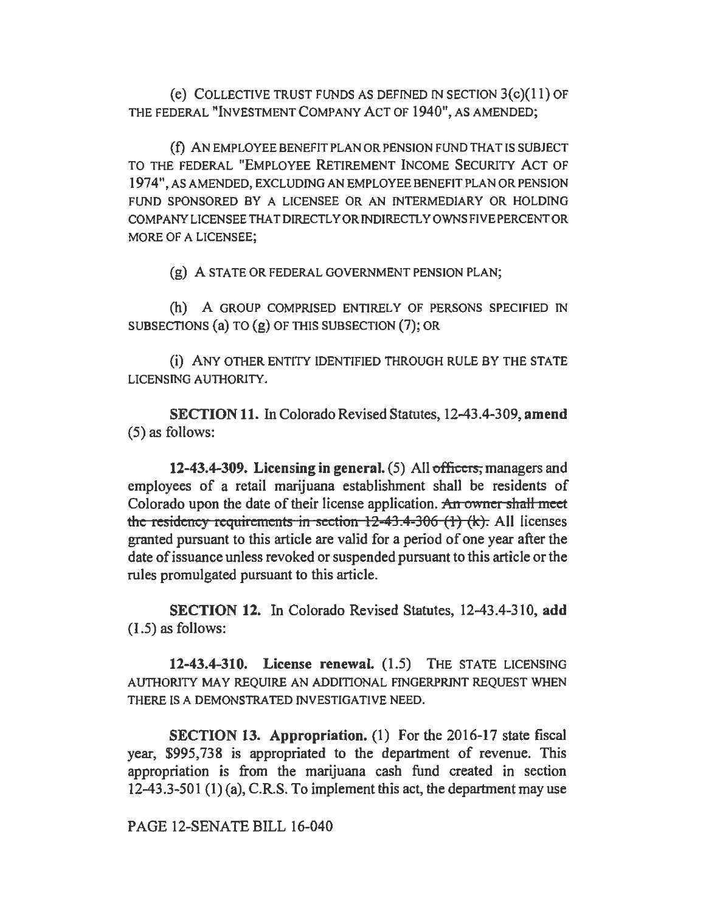(e) COLLECTIVE TRUST FUNDS AS DEFINED IN SECTION 3(c)(11) OF THE FEDERAL "INVESTMENT COMPANY ACT OF 1940", AS AMENDED;

(f) AN EMPLOYEE BENEFIT PLAN OR PENSION FUND THAT IS SUBJECT TO THE FEDERAL "EMPLOYEE RETIREMENT INCOME SECURITY ACT OF 1974", AS AMENDED, EXCLUDING AN EMPLOYEE BENEFIT PLAN OR PENSION FUND SPONSORED BY A LICENSEE OR AN INTERMEDIARY OR HOLDING COMPANY LICENSEE THAT DIRECTLY OR INDIRECTLY OWNS FIVE PERCENT OR MORE OF A LICENSEE;

(g) A STATE OR FEDERAL GOVERNMENT PENSION PLAN;

(h) A GROUP COMPRISED ENTIRELY OF PERSONS SPECIFIED IN SUBSECTIONS (a) TO (g) OF THIS SUBSECTION (7); OR

(i) ANY OTHER ENTITY IDENTIFIED THROUGH RULE BY THE STATE LICENSING AUTHORITY.

**SECTION 11.** In Colorado Revised Statutes, 12-43.4-309, **amend** (5) as follows:

**12-43.4-309. Licensing in general.** (5) All ~~officers,~~ managers and employees of a retail marijuana establishment shall be residents of Colorado upon the date of their license application. ~~An owner shall meet the residency requirements in section 12-43.4-306 (1) (k).~~ All licenses granted pursuant to this article are valid for a period of one year after the date of issuance unless revoked or suspended pursuant to this article or the rules promulgated pursuant to this article.

**SECTION 12.** In Colorado Revised Statutes, 12-43.4-310, **add** (1.5) as follows:

**12-43.4-310. License renewal.** (1.5) THE STATE LICENSING AUTHORITY MAY REQUIRE AN ADDITIONAL FINGERPRINT REQUEST WHEN THERE IS A DEMONSTRATED INVESTIGATIVE NEED.

**SECTION 13. Appropriation.** (1) For the 2016-17 state fiscal year, $995,738 is appropriated to the department of revenue. This appropriation is from the marijuana cash fund created in section 12-43.3-501 (1) (a), C.R.S. To implement this act, the department may use

PAGE 12-SENATE BILL 16-040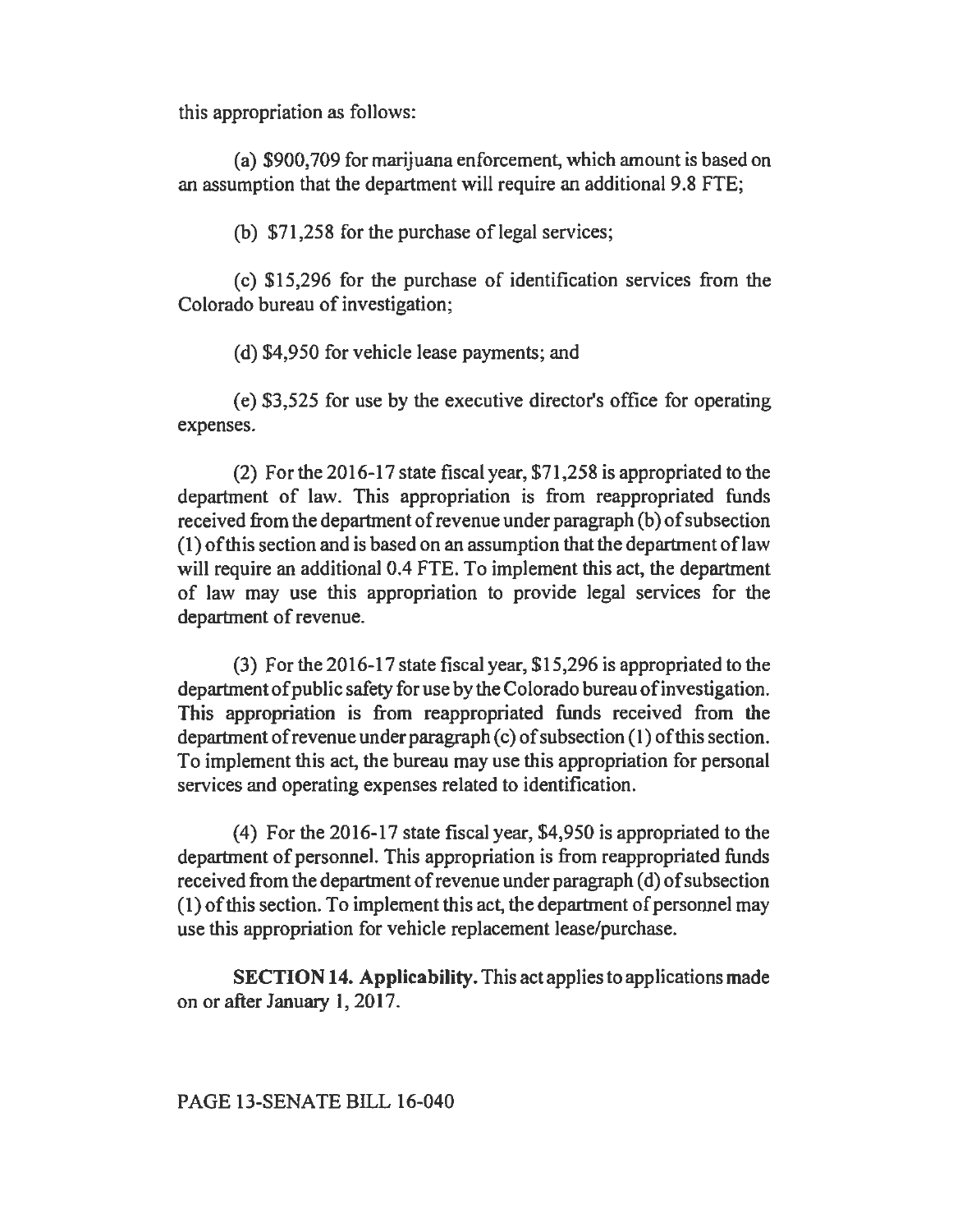this appropriation as follows:

(a) $900,709 for marijuana enforcement, which amount is based on an assumption that the department will require an additional 9.8 FTE;

(b) $71,258 for the purchase of legal services;

(c) $15,296 for the purchase of identification services from the Colorado bureau of investigation;

(d) $4,950 for vehicle lease payments; and

(e) $3,525 for use by the executive director's office for operating expenses.

(2) For the 2016-17 state fiscal year, $71,258 is appropriated to the department of law. This appropriation is from reappropriated funds received from the department of revenue under paragraph (b) of subsection (1) of this section and is based on an assumption that the department of law will require an additional 0.4 FTE. To implement this act, the department of law may use this appropriation to provide legal services for the department of revenue.

(3) For the 2016-17 state fiscal year, $15,296 is appropriated to the department of public safety for use by the Colorado bureau of investigation. This appropriation is from reappropriated funds received from the department of revenue under paragraph (c) of subsection (1) of this section. To implement this act, the bureau may use this appropriation for personal services and operating expenses related to identification.

(4) For the 2016-17 state fiscal year, $4,950 is appropriated to the department of personnel. This appropriation is from reappropriated funds received from the department of revenue under paragraph (d) of subsection (1) of this section. To implement this act, the department of personnel may use this appropriation for vehicle replacement lease/purchase.

**SECTION 14. Applicability.** This act applies to applications made on or after January 1, 2017.

PAGE 13-SENATE BILL 16-040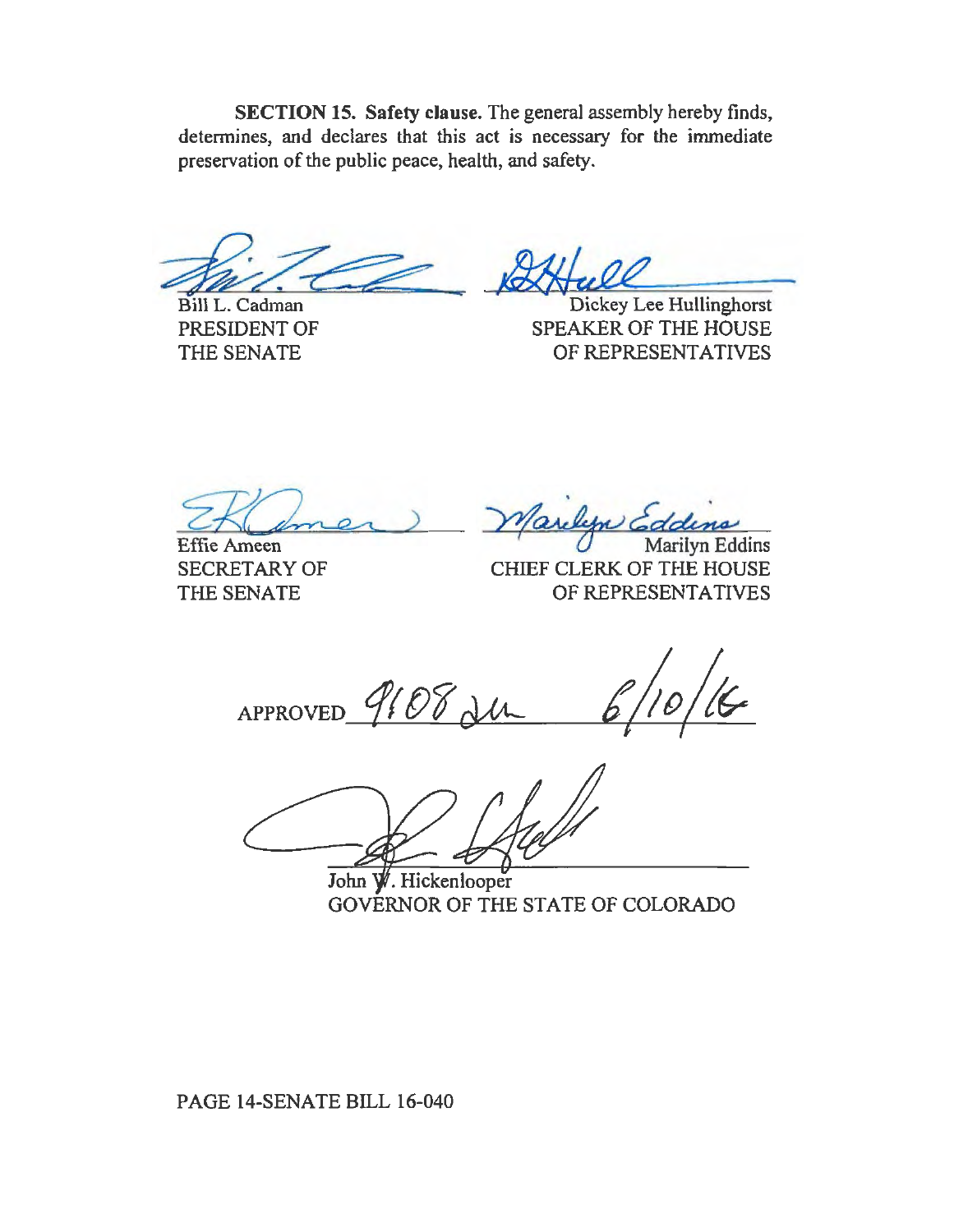**SECTION 15. Safety clause.** The general assembly hereby finds, determines, and declares that this act is necessary for the immediate preservation of the public peace, health, and safety.

Bill L. Cadman
PRESIDENT OF
THE SENATE

Dickey Lee Hullinghorst
SPEAKER OF THE HOUSE
OF REPRESENTATIVES

Effie Ameen
SECRETARY OF
THE SENATE

Marilyn Eddins
CHIEF CLERK OF THE HOUSE
OF REPRESENTATIVES

APPROVED 9:08 am 6/10/16

John W. Hickenlooper
GOVERNOR OF THE STATE OF COLORADO

PAGE 14-SENATE BILL 16-040